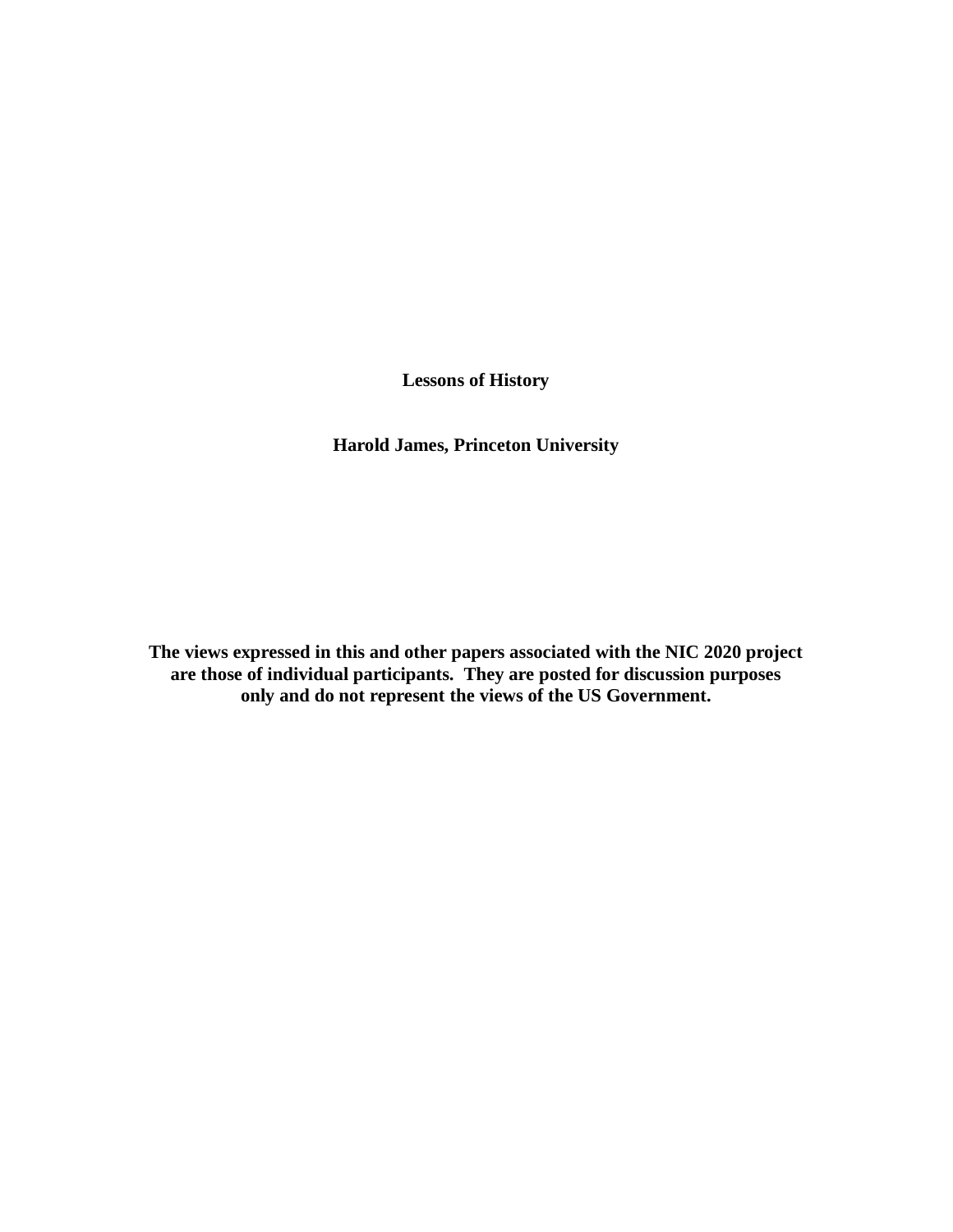# Lessons of History

**Harold James, Princeton University**

**The views expressed in this and other papers associated with the NIC 2020 project are those of individual participants. They are posted for discussion purposes only and do not represent the views of the US Government.**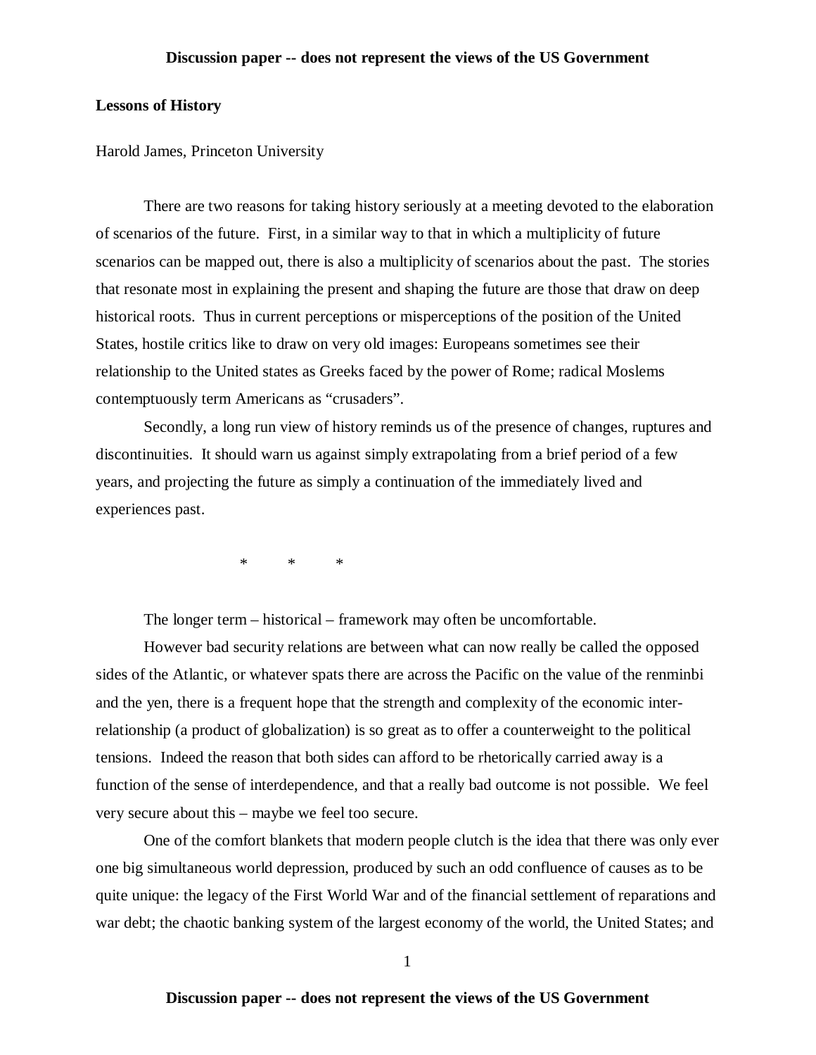**Lessons of History**

Harold James, Princeton University

There are two reasons for taking history seriously at a meeting devoted to the elaboration of scenarios of the future. First, in a similar way to that in which a multiplicity of future scenarios can be mapped out, there is also a multiplicity of scenarios about the past. The stories that resonate most in explaining the present and shaping the future are those that draw on deep historical roots. Thus in current perceptions or misperceptions of the position of the United States, hostile critics like to draw on very old images: Europeans sometimes see their relationship to the United states as Greeks faced by the power of Rome; radical Moslems contemptuously term Americans as "crusaders".

Secondly, a long run view of history reminds us of the presence of changes, ruptures and discontinuities. It should warn us against simply extrapolating from a brief period of a few years, and projecting the future as simply a continuation of the immediately lived and experiences past.

\* \* \*

The longer term – historical – framework may often be uncomfortable.

However bad security relations are between what can now really be called the opposed sides of the Atlantic, or whatever spats there are across the Pacific on the value of the renminbi and the yen, there is a frequent hope that the strength and complexity of the economic inter-relationship (a product of globalization) is so great as to offer a counterweight to the political tensions. Indeed the reason that both sides can afford to be rhetorically carried away is a function of the sense of interdependence, and that a really bad outcome is not possible. We feel very secure about this – maybe we feel too secure.

One of the comfort blankets that modern people clutch is the idea that there was only ever one big simultaneous world depression, produced by such an odd confluence of causes as to be quite unique: the legacy of the First World War and of the financial settlement of reparations and war debt; the chaotic banking system of the largest economy of the world, the United States; and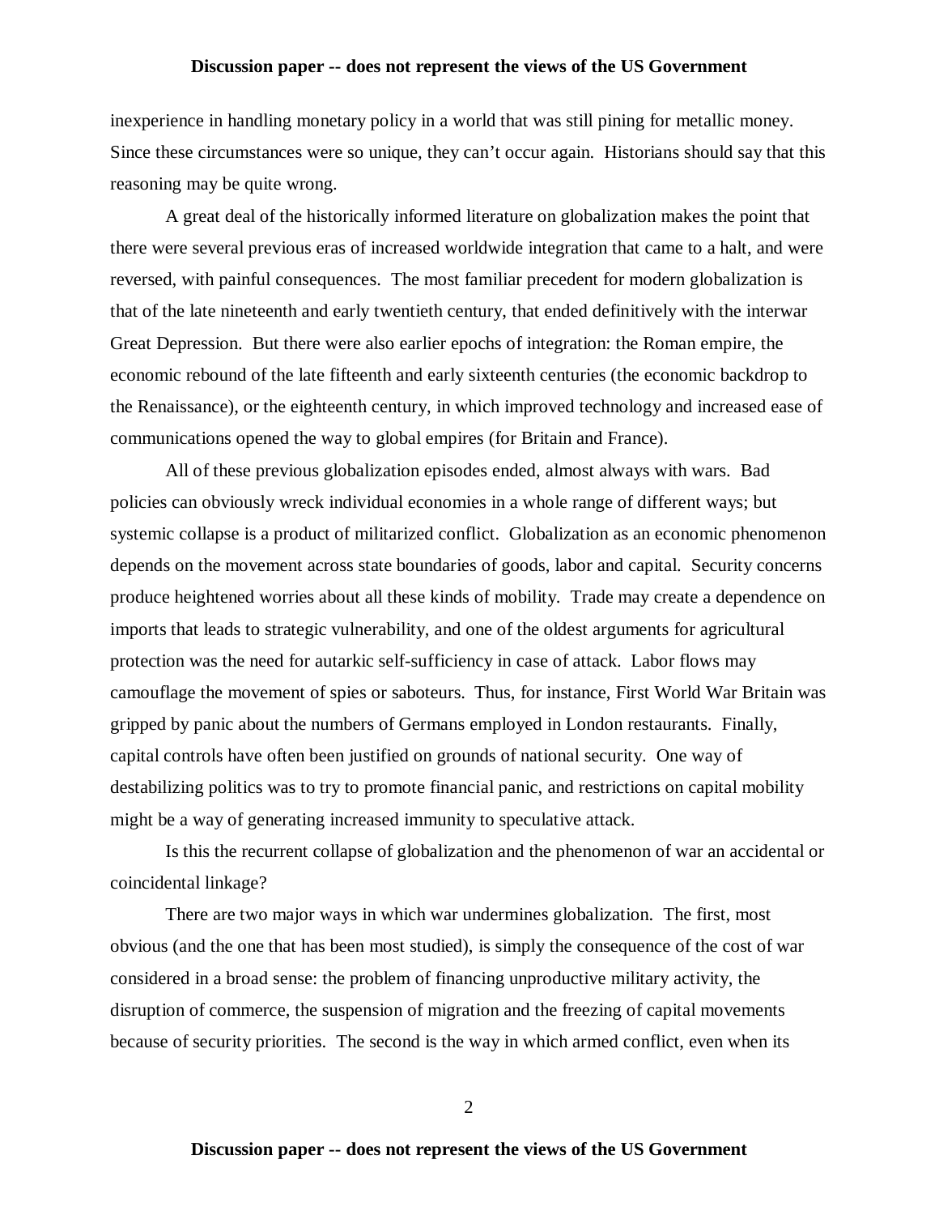inexperience in handling monetary policy in a world that was still pining for metallic money. Since these circumstances were so unique, they can't occur again. Historians should say that this reasoning may be quite wrong.

A great deal of the historically informed literature on globalization makes the point that there were several previous eras of increased worldwide integration that came to a halt, and were reversed, with painful consequences. The most familiar precedent for modern globalization is that of the late nineteenth and early twentieth century, that ended definitively with the interwar Great Depression. But there were also earlier epochs of integration: the Roman empire, the economic rebound of the late fifteenth and early sixteenth centuries (the economic backdrop to the Renaissance), or the eighteenth century, in which improved technology and increased ease of communications opened the way to global empires (for Britain and France).

All of these previous globalization episodes ended, almost always with wars. Bad policies can obviously wreck individual economies in a whole range of different ways; but systemic collapse is a product of militarized conflict. Globalization as an economic phenomenon depends on the movement across state boundaries of goods, labor and capital. Security concerns produce heightened worries about all these kinds of mobility. Trade may create a dependence on imports that leads to strategic vulnerability, and one of the oldest arguments for agricultural protection was the need for autarkic self-sufficiency in case of attack. Labor flows may camouflage the movement of spies or saboteurs. Thus, for instance, First World War Britain was gripped by panic about the numbers of Germans employed in London restaurants. Finally, capital controls have often been justified on grounds of national security. One way of destabilizing politics was to try to promote financial panic, and restrictions on capital mobility might be a way of generating increased immunity to speculative attack.

Is this the recurrent collapse of globalization and the phenomenon of war an accidental or coincidental linkage?

There are two major ways in which war undermines globalization. The first, most obvious (and the one that has been most studied), is simply the consequence of the cost of war considered in a broad sense: the problem of financing unproductive military activity, the disruption of commerce, the suspension of migration and the freezing of capital movements because of security priorities. The second is the way in which armed conflict, even when its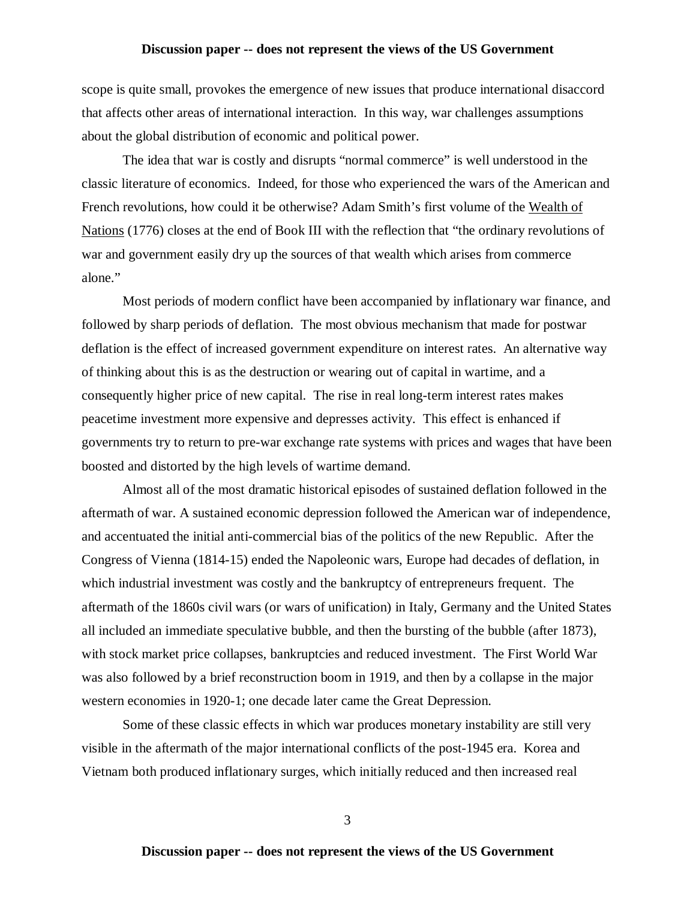scope is quite small, provokes the emergence of new issues that produce international disaccord that affects other areas of international interaction. In this way, war challenges assumptions about the global distribution of economic and political power.

The idea that war is costly and disrupts "normal commerce" is well understood in the classic literature of economics. Indeed, for those who experienced the wars of the American and French revolutions, how could it be otherwise? Adam Smith's first volume of the Wealth of Nations (1776) closes at the end of Book III with the reflection that "the ordinary revolutions of war and government easily dry up the sources of that wealth which arises from commerce alone."

Most periods of modern conflict have been accompanied by inflationary war finance, and followed by sharp periods of deflation. The most obvious mechanism that made for postwar deflation is the effect of increased government expenditure on interest rates. An alternative way of thinking about this is as the destruction or wearing out of capital in wartime, and a consequently higher price of new capital. The rise in real long-term interest rates makes peacetime investment more expensive and depresses activity. This effect is enhanced if governments try to return to pre-war exchange rate systems with prices and wages that have been boosted and distorted by the high levels of wartime demand.

Almost all of the most dramatic historical episodes of sustained deflation followed in the aftermath of war. A sustained economic depression followed the American war of independence, and accentuated the initial anti-commercial bias of the politics of the new Republic. After the Congress of Vienna (1814-15) ended the Napoleonic wars, Europe had decades of deflation, in which industrial investment was costly and the bankruptcy of entrepreneurs frequent. The aftermath of the 1860s civil wars (or wars of unification) in Italy, Germany and the United States all included an immediate speculative bubble, and then the bursting of the bubble (after 1873), with stock market price collapses, bankruptcies and reduced investment. The First World War was also followed by a brief reconstruction boom in 1919, and then by a collapse in the major western economies in 1920-1; one decade later came the Great Depression.

Some of these classic effects in which war produces monetary instability are still very visible in the aftermath of the major international conflicts of the post-1945 era. Korea and Vietnam both produced inflationary surges, which initially reduced and then increased real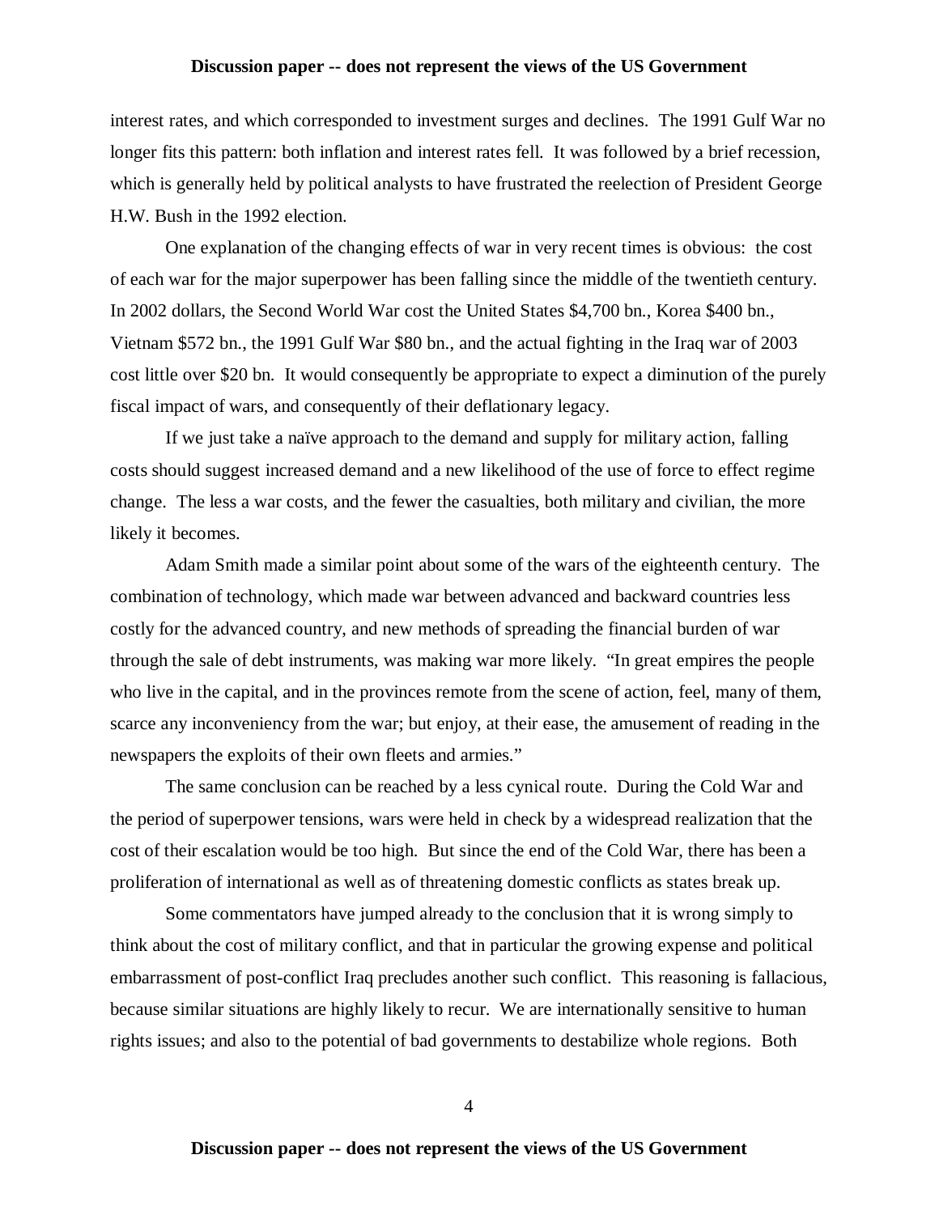interest rates, and which corresponded to investment surges and declines. The 1991 Gulf War no longer fits this pattern: both inflation and interest rates fell. It was followed by a brief recession, which is generally held by political analysts to have frustrated the reelection of President George H.W. Bush in the 1992 election.

One explanation of the changing effects of war in very recent times is obvious: the cost of each war for the major superpower has been falling since the middle of the twentieth century. In 2002 dollars, the Second World War cost the United States $4,700 bn., Korea $400 bn., Vietnam $572 bn., the 1991 Gulf War $80 bn., and the actual fighting in the Iraq war of 2003 cost little over $20 bn. It would consequently be appropriate to expect a diminution of the purely fiscal impact of wars, and consequently of their deflationary legacy.

If we just take a naïve approach to the demand and supply for military action, falling costs should suggest increased demand and a new likelihood of the use of force to effect regime change. The less a war costs, and the fewer the casualties, both military and civilian, the more likely it becomes.

Adam Smith made a similar point about some of the wars of the eighteenth century. The combination of technology, which made war between advanced and backward countries less costly for the advanced country, and new methods of spreading the financial burden of war through the sale of debt instruments, was making war more likely. "In great empires the people who live in the capital, and in the provinces remote from the scene of action, feel, many of them, scarce any inconveniency from the war; but enjoy, at their ease, the amusement of reading in the newspapers the exploits of their own fleets and armies."

The same conclusion can be reached by a less cynical route. During the Cold War and the period of superpower tensions, wars were held in check by a widespread realization that the cost of their escalation would be too high. But since the end of the Cold War, there has been a proliferation of international as well as of threatening domestic conflicts as states break up.

Some commentators have jumped already to the conclusion that it is wrong simply to think about the cost of military conflict, and that in particular the growing expense and political embarrassment of post-conflict Iraq precludes another such conflict. This reasoning is fallacious, because similar situations are highly likely to recur. We are internationally sensitive to human rights issues; and also to the potential of bad governments to destabilize whole regions. Both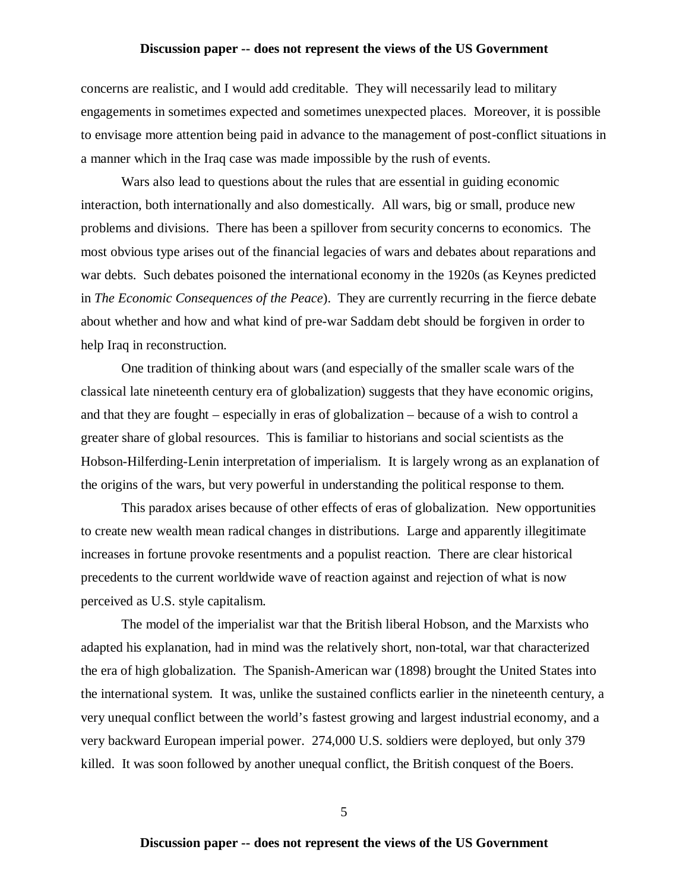concerns are realistic, and I would add creditable. They will necessarily lead to military engagements in sometimes expected and sometimes unexpected places. Moreover, it is possible to envisage more attention being paid in advance to the management of post-conflict situations in a manner which in the Iraq case was made impossible by the rush of events.

Wars also lead to questions about the rules that are essential in guiding economic interaction, both internationally and also domestically. All wars, big or small, produce new problems and divisions. There has been a spillover from security concerns to economics. The most obvious type arises out of the financial legacies of wars and debates about reparations and war debts. Such debates poisoned the international economy in the 1920s (as Keynes predicted in *The Economic Consequences of the Peace*). They are currently recurring in the fierce debate about whether and how and what kind of pre-war Saddam debt should be forgiven in order to help Iraq in reconstruction.

One tradition of thinking about wars (and especially of the smaller scale wars of the classical late nineteenth century era of globalization) suggests that they have economic origins, and that they are fought – especially in eras of globalization – because of a wish to control a greater share of global resources. This is familiar to historians and social scientists as the Hobson-Hilferding-Lenin interpretation of imperialism. It is largely wrong as an explanation of the origins of the wars, but very powerful in understanding the political response to them.

This paradox arises because of other effects of eras of globalization. New opportunities to create new wealth mean radical changes in distributions. Large and apparently illegitimate increases in fortune provoke resentments and a populist reaction. There are clear historical precedents to the current worldwide wave of reaction against and rejection of what is now perceived as U.S. style capitalism.

The model of the imperialist war that the British liberal Hobson, and the Marxists who adapted his explanation, had in mind was the relatively short, non-total, war that characterized the era of high globalization. The Spanish-American war (1898) brought the United States into the international system. It was, unlike the sustained conflicts earlier in the nineteenth century, a very unequal conflict between the world's fastest growing and largest industrial economy, and a very backward European imperial power. 274,000 U.S. soldiers were deployed, but only 379 killed. It was soon followed by another unequal conflict, the British conquest of the Boers.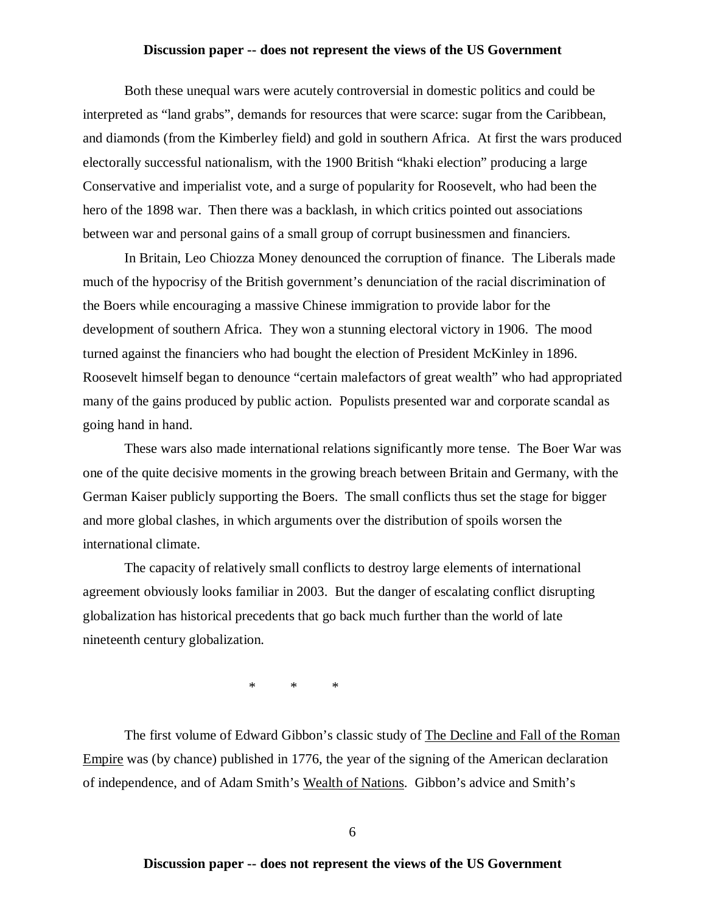Both these unequal wars were acutely controversial in domestic politics and could be interpreted as "land grabs", demands for resources that were scarce: sugar from the Caribbean, and diamonds (from the Kimberley field) and gold in southern Africa. At first the wars produced electorally successful nationalism, with the 1900 British "khaki election" producing a large Conservative and imperialist vote, and a surge of popularity for Roosevelt, who had been the hero of the 1898 war. Then there was a backlash, in which critics pointed out associations between war and personal gains of a small group of corrupt businessmen and financiers.

In Britain, Leo Chiozza Money denounced the corruption of finance. The Liberals made much of the hypocrisy of the British government's denunciation of the racial discrimination of the Boers while encouraging a massive Chinese immigration to provide labor for the development of southern Africa. They won a stunning electoral victory in 1906. The mood turned against the financiers who had bought the election of President McKinley in 1896. Roosevelt himself began to denounce "certain malefactors of great wealth" who had appropriated many of the gains produced by public action. Populists presented war and corporate scandal as going hand in hand.

These wars also made international relations significantly more tense. The Boer War was one of the quite decisive moments in the growing breach between Britain and Germany, with the German Kaiser publicly supporting the Boers. The small conflicts thus set the stage for bigger and more global clashes, in which arguments over the distribution of spoils worsen the international climate.

The capacity of relatively small conflicts to destroy large elements of international agreement obviously looks familiar in 2003. But the danger of escalating conflict disrupting globalization has historical precedents that go back much further than the world of late nineteenth century globalization.

\* \* \*

The first volume of Edward Gibbon's classic study of The Decline and Fall of the Roman Empire was (by chance) published in 1776, the year of the signing of the American declaration of independence, and of Adam Smith's Wealth of Nations. Gibbon's advice and Smith's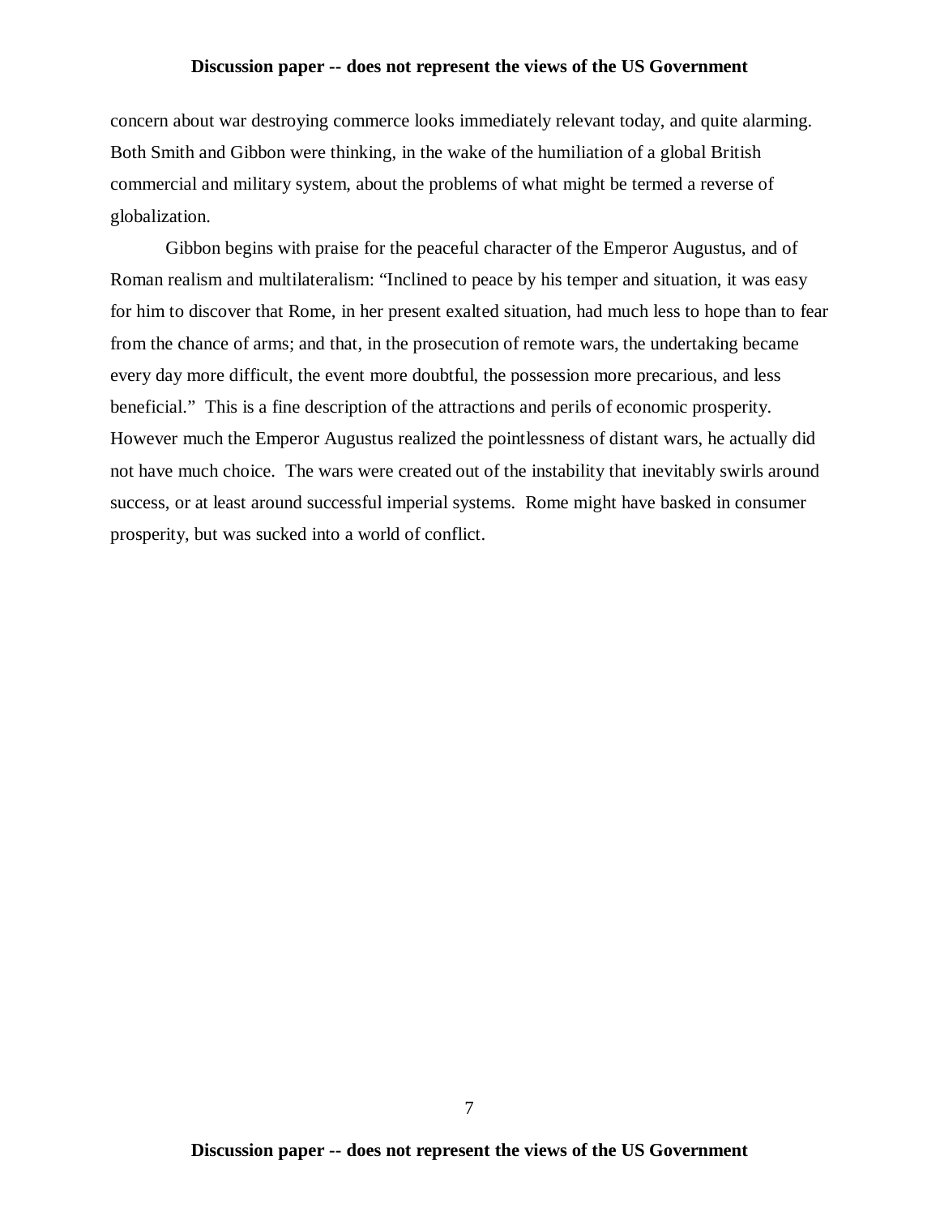concern about war destroying commerce looks immediately relevant today, and quite alarming. Both Smith and Gibbon were thinking, in the wake of the humiliation of a global British commercial and military system, about the problems of what might be termed a reverse of globalization.

Gibbon begins with praise for the peaceful character of the Emperor Augustus, and of Roman realism and multilateralism: “Inclined to peace by his temper and situation, it was easy for him to discover that Rome, in her present exalted situation, had much less to hope than to fear from the chance of arms; and that, in the prosecution of remote wars, the undertaking became every day more difficult, the event more doubtful, the possession more precarious, and less beneficial.” This is a fine description of the attractions and perils of economic prosperity. However much the Emperor Augustus realized the pointlessness of distant wars, he actually did not have much choice. The wars were created out of the instability that inevitably swirls around success, or at least around successful imperial systems. Rome might have basked in consumer prosperity, but was sucked into a world of conflict.